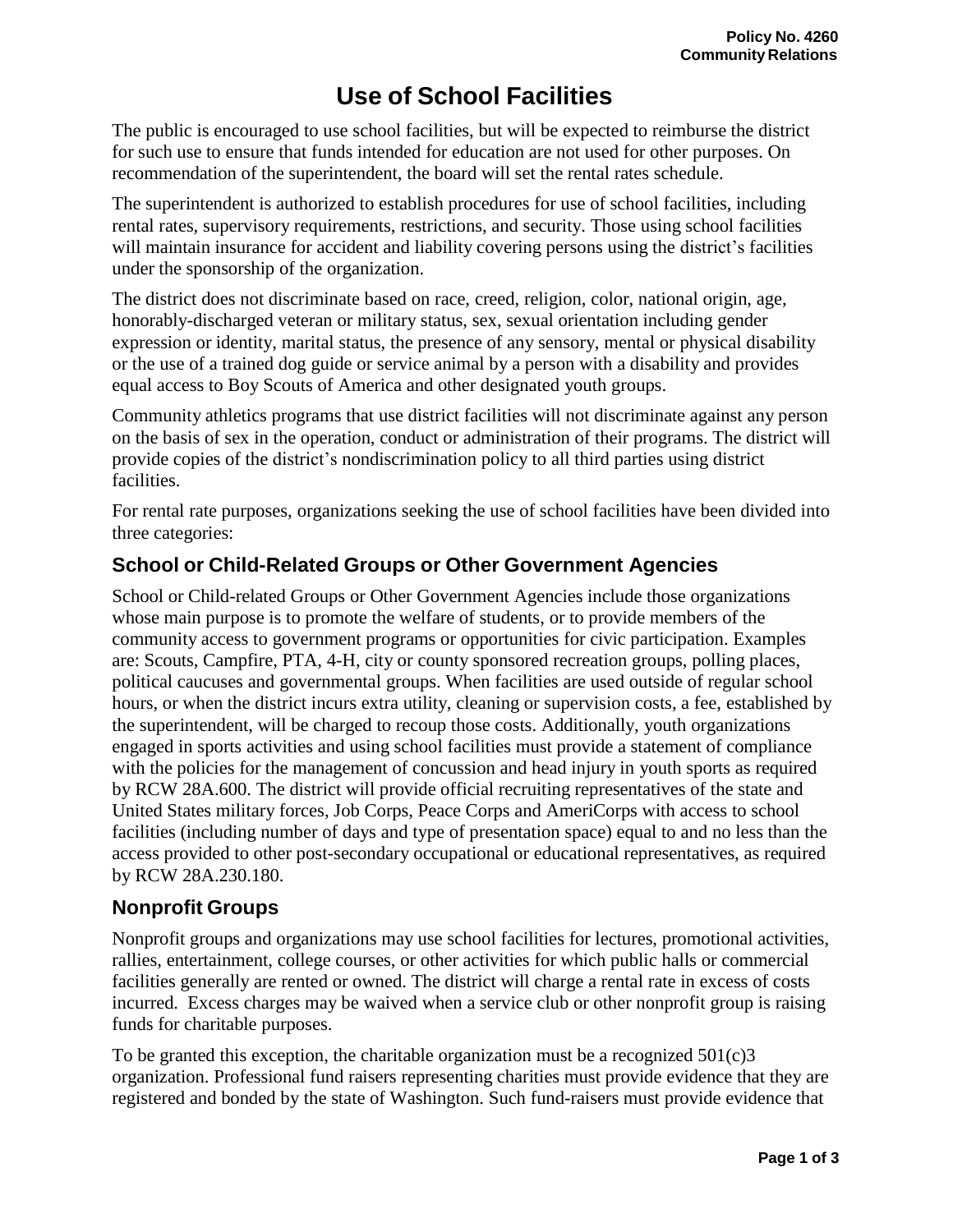Policy No. 4260
Community Relations

# Use of School Facilities

The public is encouraged to use school facilities, but will be expected to reimburse the district for such use to ensure that funds intended for education are not used for other purposes. On recommendation of the superintendent, the board will set the rental rates schedule.

The superintendent is authorized to establish procedures for use of school facilities, including rental rates, supervisory requirements, restrictions, and security. Those using school facilities will maintain insurance for accident and liability covering persons using the district's facilities under the sponsorship of the organization.

The district does not discriminate based on race, creed, religion, color, national origin, age, honorably-discharged veteran or military status, sex, sexual orientation including gender expression or identity, marital status, the presence of any sensory, mental or physical disability or the use of a trained dog guide or service animal by a person with a disability and provides equal access to Boy Scouts of America and other designated youth groups.

Community athletics programs that use district facilities will not discriminate against any person on the basis of sex in the operation, conduct or administration of their programs. The district will provide copies of the district's nondiscrimination policy to all third parties using district facilities.

For rental rate purposes, organizations seeking the use of school facilities have been divided into three categories:

## School or Child-Related Groups or Other Government Agencies

School or Child-related Groups or Other Government Agencies include those organizations whose main purpose is to promote the welfare of students, or to provide members of the community access to government programs or opportunities for civic participation. Examples are: Scouts, Campfire, PTA, 4-H, city or county sponsored recreation groups, polling places, political caucuses and governmental groups. When facilities are used outside of regular school hours, or when the district incurs extra utility, cleaning or supervision costs, a fee, established by the superintendent, will be charged to recoup those costs. Additionally, youth organizations engaged in sports activities and using school facilities must provide a statement of compliance with the policies for the management of concussion and head injury in youth sports as required by RCW 28A.600. The district will provide official recruiting representatives of the state and United States military forces, Job Corps, Peace Corps and AmeriCorps with access to school facilities (including number of days and type of presentation space) equal to and no less than the access provided to other post-secondary occupational or educational representatives, as required by RCW 28A.230.180.

## Nonprofit Groups

Nonprofit groups and organizations may use school facilities for lectures, promotional activities, rallies, entertainment, college courses, or other activities for which public halls or commercial facilities generally are rented or owned. The district will charge a rental rate in excess of costs incurred. Excess charges may be waived when a service club or other nonprofit group is raising funds for charitable purposes.

To be granted this exception, the charitable organization must be a recognized 501(c)3 organization. Professional fund raisers representing charities must provide evidence that they are registered and bonded by the state of Washington. Such fund-raisers must provide evidence that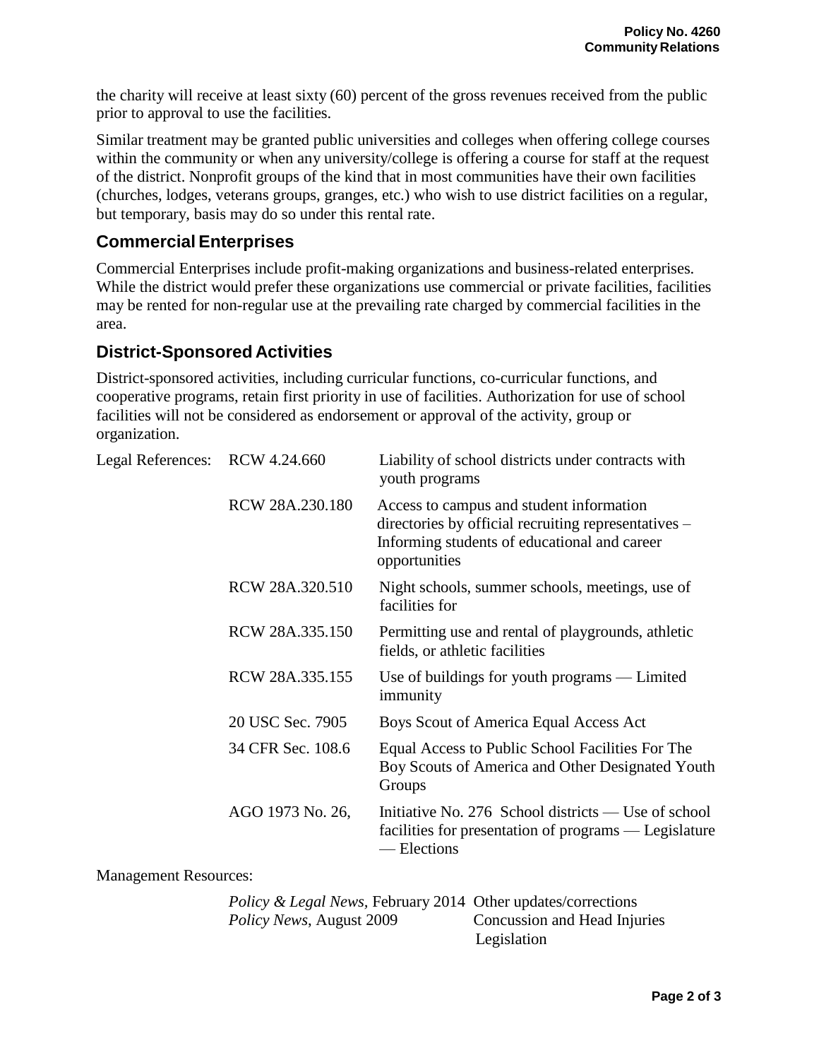the charity will receive at least sixty (60) percent of the gross revenues received from the public prior to approval to use the facilities.

Similar treatment may be granted public universities and colleges when offering college courses within the community or when any university/college is offering a course for staff at the request of the district. Nonprofit groups of the kind that in most communities have their own facilities (churches, lodges, veterans groups, granges, etc.) who wish to use district facilities on a regular, but temporary, basis may do so under this rental rate.

## Commercial Enterprises

Commercial Enterprises include profit-making organizations and business-related enterprises. While the district would prefer these organizations use commercial or private facilities, facilities may be rented for non-regular use at the prevailing rate charged by commercial facilities in the area.

## District-Sponsored Activities

District-sponsored activities, including curricular functions, co-curricular functions, and cooperative programs, retain first priority in use of facilities. Authorization for use of school facilities will not be considered as endorsement or approval of the activity, group or organization.

| Legal References: | | |
|---|---|---|
| | RCW 4.24.660 | Liability of school districts under contracts with youth programs |
| | RCW 28A.230.180 | Access to campus and student information directories by official recruiting representatives – Informing students of educational and career opportunities |
| | RCW 28A.320.510 | Night schools, summer schools, meetings, use of facilities for |
| | RCW 28A.335.150 | Permitting use and rental of playgrounds, athletic fields, or athletic facilities |
| | RCW 28A.335.155 | Use of buildings for youth programs — Limited immunity |
| | 20 USC Sec. 7905 | Boys Scout of America Equal Access Act |
| | 34 CFR Sec. 108.6 | Equal Access to Public School Facilities For The Boy Scouts of America and Other Designated Youth Groups |
| | AGO 1973 No. 26, | Initiative No. 276 School districts — Use of school facilities for presentation of programs — Legislature — Elections |

Management Resources:

| | |
|---|---|
| *Policy & Legal News*, February 2014 | Other updates/corrections |
| *Policy News*, August 2009 | Concussion and Head Injuries Legislation |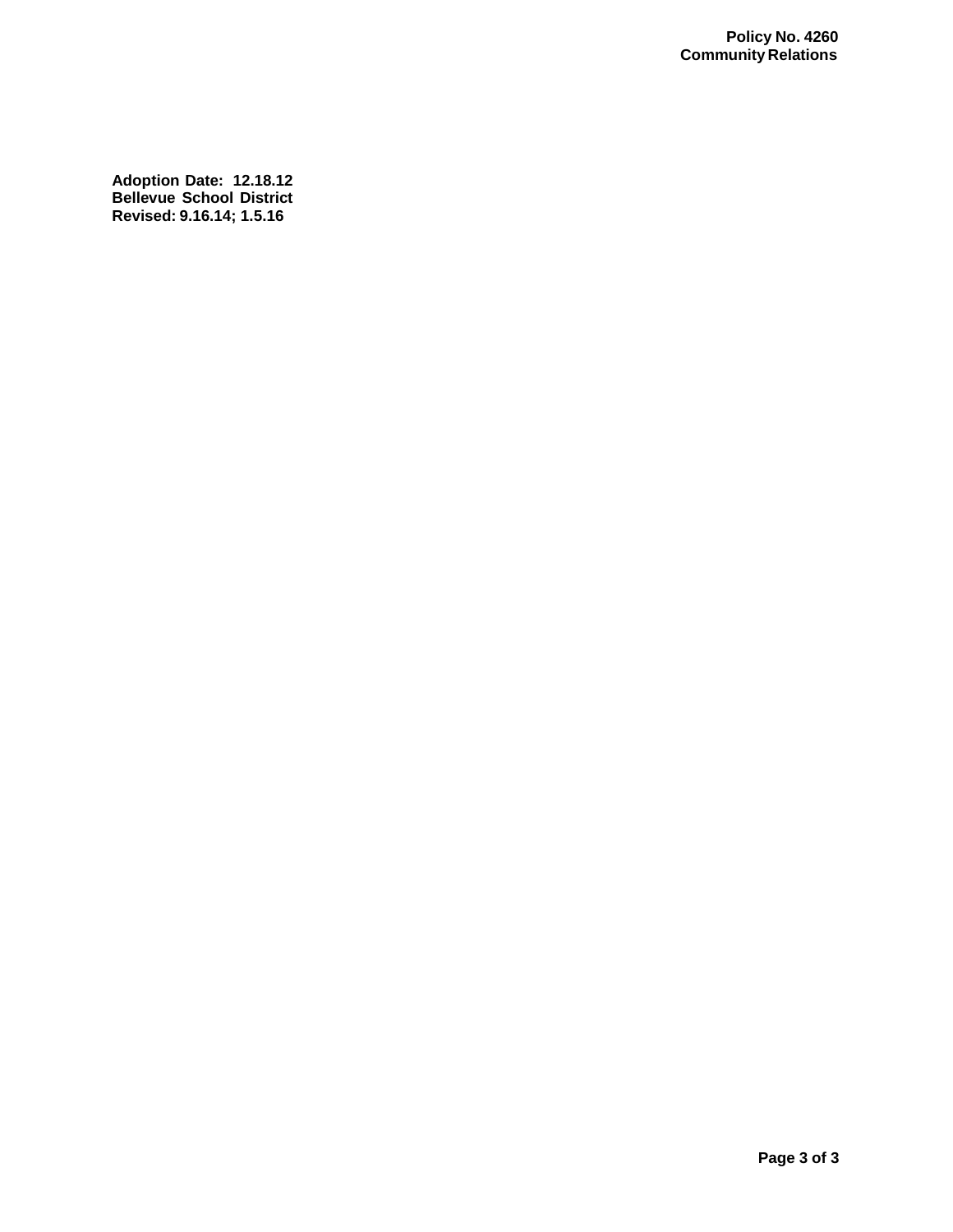**Adoption Date: 12.18.12**
**Bellevue School District**
**Revised: 9.16.14; 1.5.16**